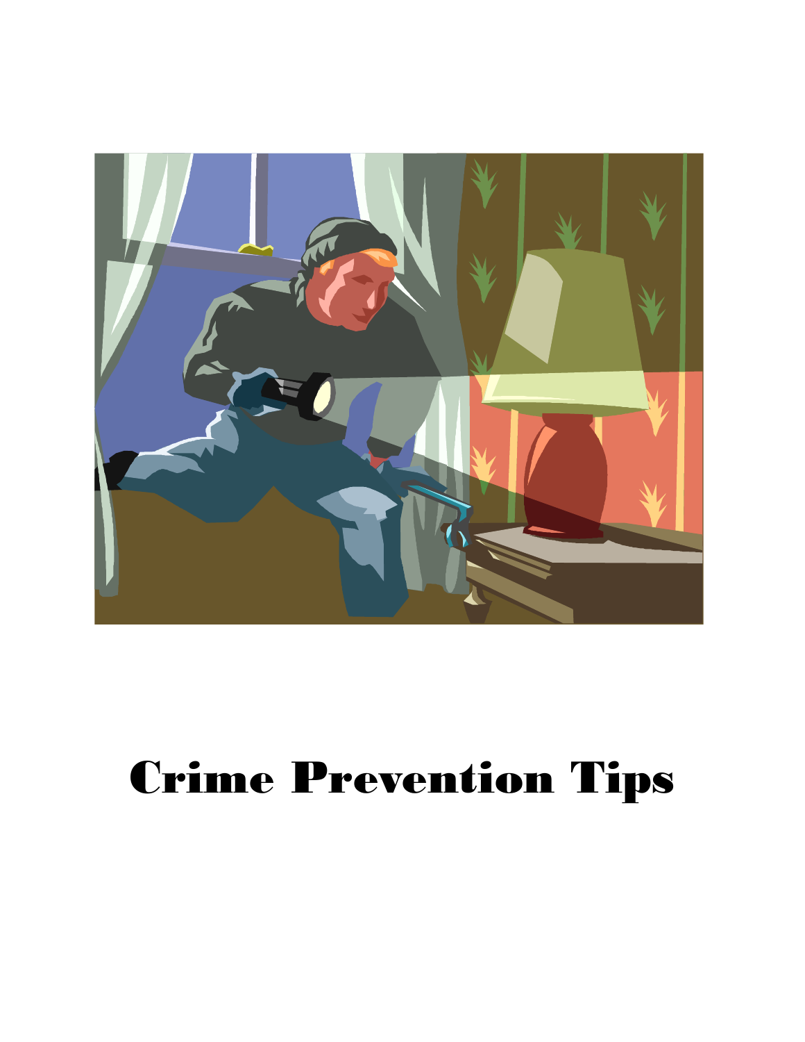# Crime Prevention Tips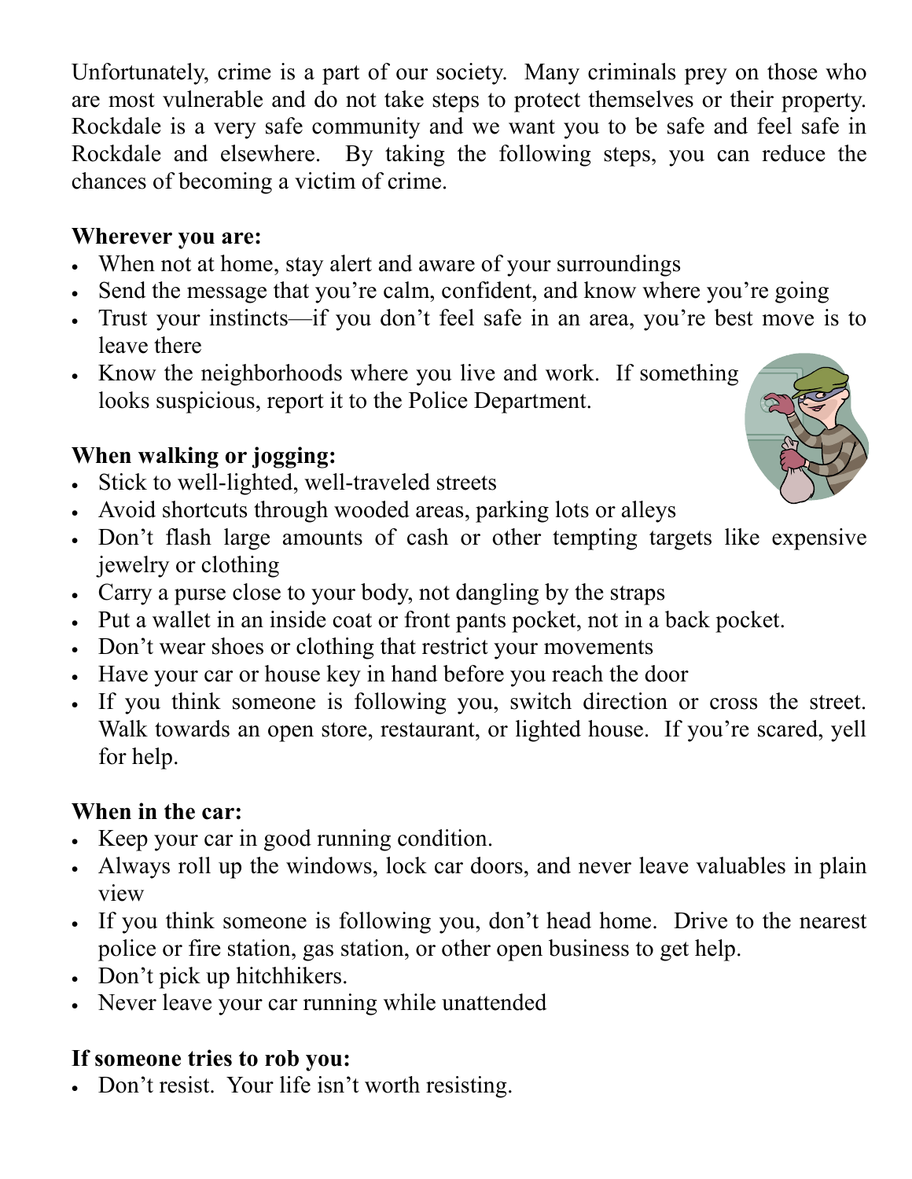Unfortunately, crime is a part of our society. Many criminals prey on those who are most vulnerable and do not take steps to protect themselves or their property. Rockdale is a very safe community and we want you to be safe and feel safe in Rockdale and elsewhere. By taking the following steps, you can reduce the chances of becoming a victim of crime.

**Wherever you are:**

- When not at home, stay alert and aware of your surroundings
- Send the message that you're calm, confident, and know where you're going
- Trust your instincts—if you don't feel safe in an area, you're best move is to leave there
- Know the neighborhoods where you live and work. If something looks suspicious, report it to the Police Department.

**When walking or jogging:**

- Stick to well-lighted, well-traveled streets
- Avoid shortcuts through wooded areas, parking lots or alleys
- Don't flash large amounts of cash or other tempting targets like expensive jewelry or clothing
- Carry a purse close to your body, not dangling by the straps
- Put a wallet in an inside coat or front pants pocket, not in a back pocket.
- Don't wear shoes or clothing that restrict your movements
- Have your car or house key in hand before you reach the door
- If you think someone is following you, switch direction or cross the street. Walk towards an open store, restaurant, or lighted house. If you're scared, yell for help.

**When in the car:**

- Keep your car in good running condition.
- Always roll up the windows, lock car doors, and never leave valuables in plain view
- If you think someone is following you, don't head home. Drive to the nearest police or fire station, gas station, or other open business to get help.
- Don't pick up hitchhikers.
- Never leave your car running while unattended

**If someone tries to rob you:**

- Don't resist. Your life isn't worth resisting.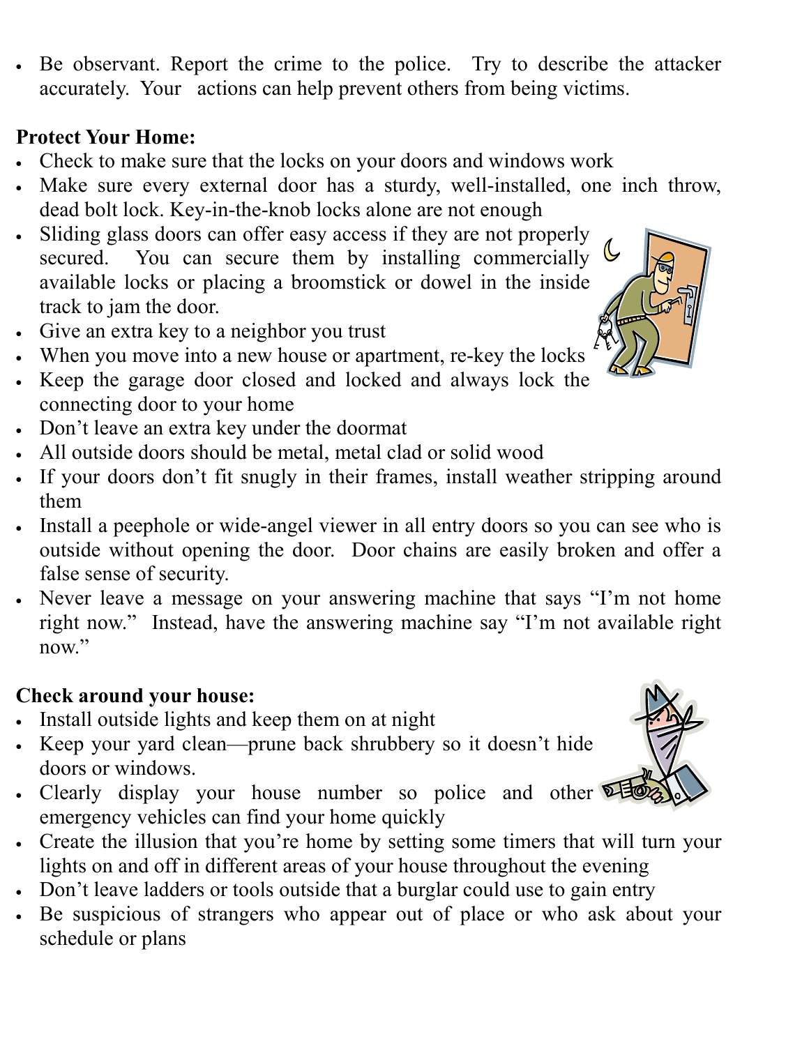- Be observant. Report the crime to the police. Try to describe the attacker accurately. Your actions can help prevent others from being victims.

**Protect Your Home:**

- Check to make sure that the locks on your doors and windows work
- Make sure every external door has a sturdy, well-installed, one inch throw, dead bolt lock. Key-in-the-knob locks alone are not enough
- Sliding glass doors can offer easy access if they are not properly secured. You can secure them by installing commercially available locks or placing a broomstick or dowel in the inside track to jam the door.
- Give an extra key to a neighbor you trust
- When you move into a new house or apartment, re-key the locks
- Keep the garage door closed and locked and always lock the connecting door to your home
- Don't leave an extra key under the doormat
- All outside doors should be metal, metal clad or solid wood
- If your doors don't fit snugly in their frames, install weather stripping around them
- Install a peephole or wide-angel viewer in all entry doors so you can see who is outside without opening the door. Door chains are easily broken and offer a false sense of security.
- Never leave a message on your answering machine that says "I'm not home right now." Instead, have the answering machine say "I'm not available right now."

**Check around your house:**

- Install outside lights and keep them on at night
- Keep your yard clean—prune back shrubbery so it doesn't hide doors or windows.
- Clearly display your house number so police and other emergency vehicles can find your home quickly
- Create the illusion that you're home by setting some timers that will turn your lights on and off in different areas of your house throughout the evening
- Don't leave ladders or tools outside that a burglar could use to gain entry
- Be suspicious of strangers who appear out of place or who ask about your schedule or plans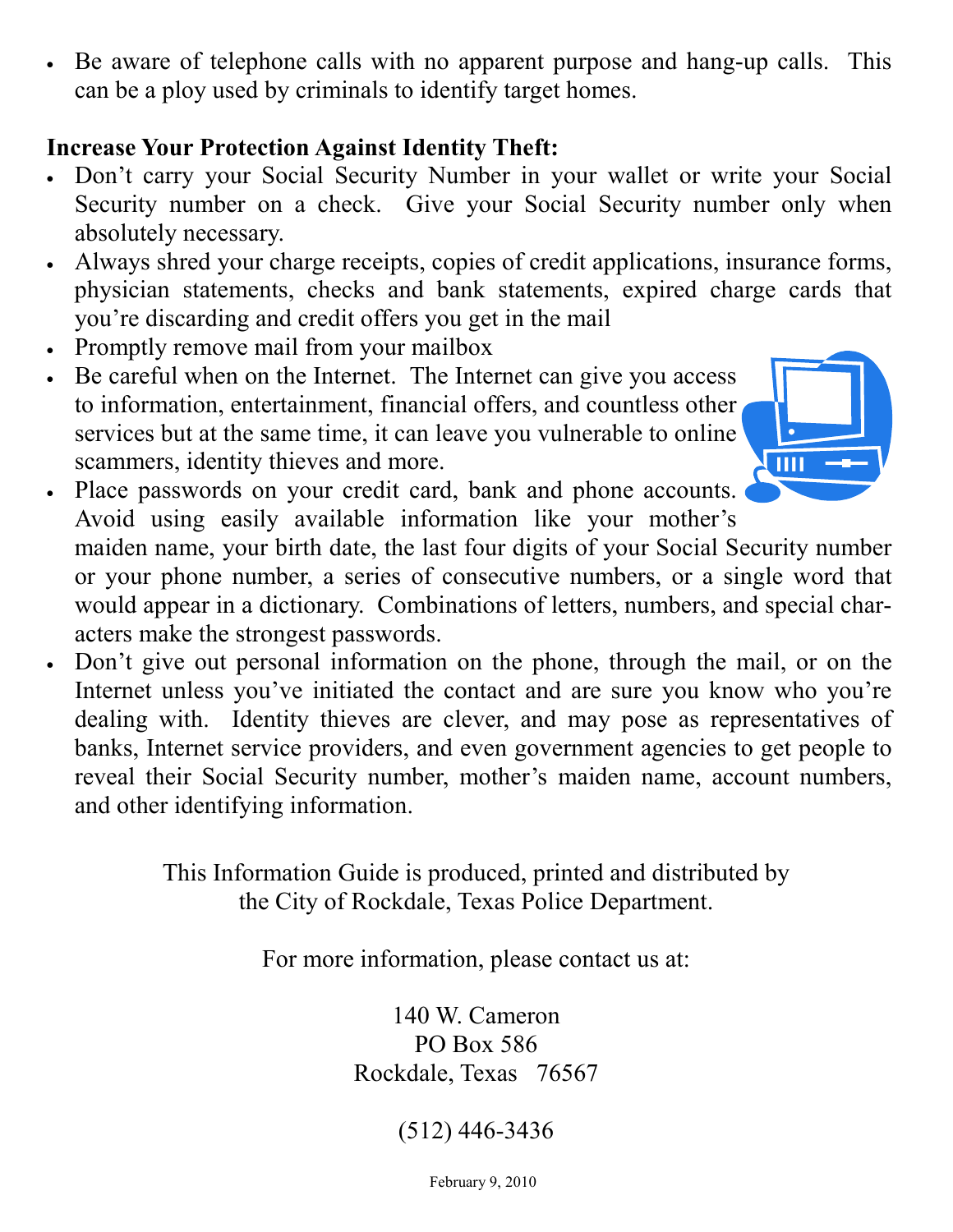- Be aware of telephone calls with no apparent purpose and hang-up calls. This can be a ploy used by criminals to identify target homes.

**Increase Your Protection Against Identity Theft:**

- Don't carry your Social Security Number in your wallet or write your Social Security number on a check. Give your Social Security number only when absolutely necessary.
- Always shred your charge receipts, copies of credit applications, insurance forms, physician statements, checks and bank statements, expired charge cards that you're discarding and credit offers you get in the mail
- Promptly remove mail from your mailbox
- Be careful when on the Internet. The Internet can give you access to information, entertainment, financial offers, and countless other services but at the same time, it can leave you vulnerable to online scammers, identity thieves and more.
- Place passwords on your credit card, bank and phone accounts. Avoid using easily available information like your mother's maiden name, your birth date, the last four digits of your Social Security number or your phone number, a series of consecutive numbers, or a single word that would appear in a dictionary. Combinations of letters, numbers, and special characters make the strongest passwords.
- Don't give out personal information on the phone, through the mail, or on the Internet unless you've initiated the contact and are sure you know who you're dealing with. Identity thieves are clever, and may pose as representatives of banks, Internet service providers, and even government agencies to get people to reveal their Social Security number, mother's maiden name, account numbers, and other identifying information.

This Information Guide is produced, printed and distributed by the City of Rockdale, Texas Police Department.

For more information, please contact us at:

140 W. Cameron
PO Box 586
Rockdale, Texas 76567

(512) 446-3436

February 9, 2010